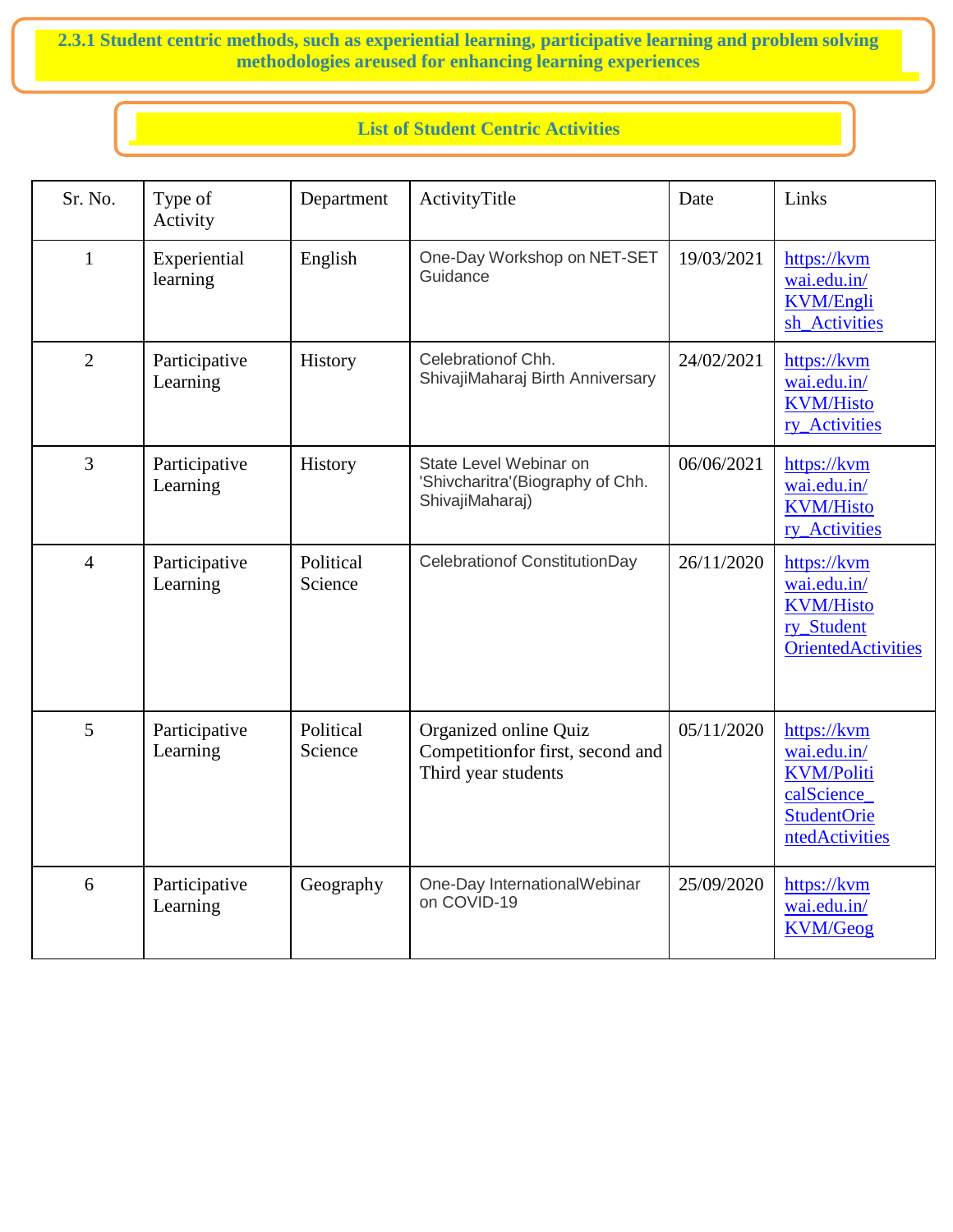**2.3.1 Student centric methods, such as experiential learning, participative learning and problem solving methodologies areused for enhancing learning experiences**

**List of Student Centric Activities**

| Sr. No. | Type of Activity | Department | ActivityTitle | Date | Links |
|---|---|---|---|---|---|
| 1 | Experiential learning | English | One-Day Workshop on NET-SET Guidance | 19/03/2021 | https://kvmwai.edu.in/KVM/English_Activities |
| 2 | Participative Learning | History | Celebrationof Chh. ShivajiMaharaj Birth Anniversary | 24/02/2021 | https://kvmwai.edu.in/KVM/History_Activities |
| 3 | Participative Learning | History | State Level Webinar on 'Shivcharitra'(Biography of Chh. ShivajiMaharaj) | 06/06/2021 | https://kvmwai.edu.in/KVM/History_Activities |
| 4 | Participative Learning | Political Science | Celebrationof ConstitutionDay | 26/11/2020 | https://kvmwai.edu.in/KVM/History_StudentOrientedActivities |
| 5 | Participative Learning | Political Science | Organized online Quiz Competitionfor first, second and Third year students | 05/11/2020 | https://kvmwai.edu.in/KVM/PoliticalScience_StudentOrientedActivities |
| 6 | Participative Learning | Geography | One-Day InternationalWebinar on COVID-19 | 25/09/2020 | https://kvmwai.edu.in/KVM/Geog |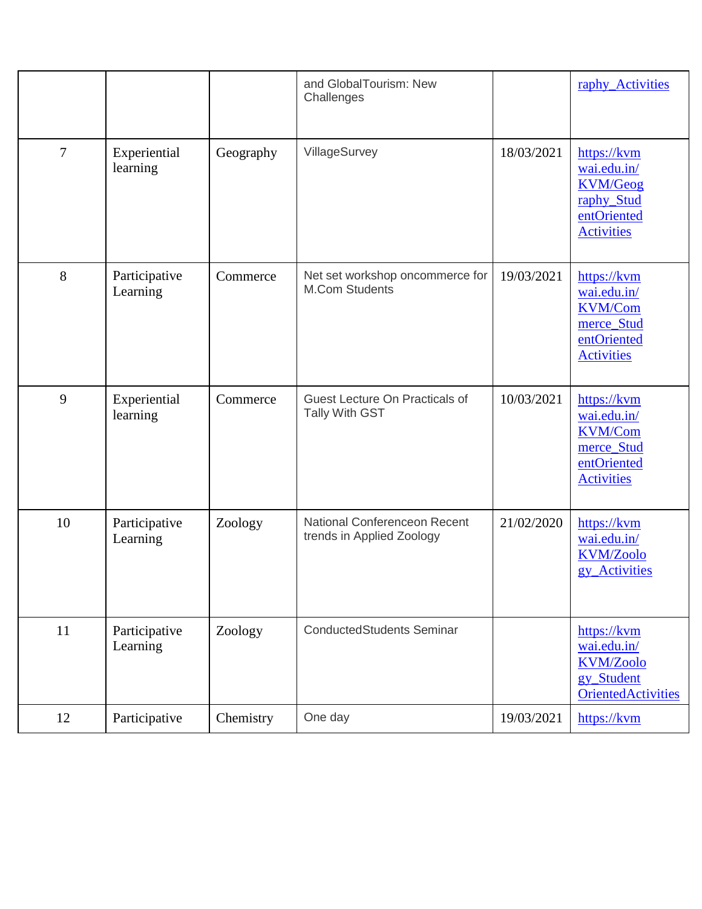| | | | and GlobalTourism: New Challenges | | raphy_Activities |
|---|---|---|---|---|---|
| 7 | Experiential learning | Geography | VillageSurvey | 18/03/2021 | https://kvmwai.edu.in/KVM/Geography_StudentOrientedActivities |
| 8 | Participative Learning | Commerce | Net set workshop oncommerce for M.Com Students | 19/03/2021 | https://kvmwai.edu.in/KVM/Commerce_StudentOrientedActivities |
| 9 | Experiential learning | Commerce | Guest Lecture On Practicals of Tally With GST | 10/03/2021 | https://kvmwai.edu.in/KVM/Commerce_StudentOrientedActivities |
| 10 | Participative Learning | Zoology | National Conferenceon Recent trends in Applied Zoology | 21/02/2020 | https://kvmwai.edu.in/KVM/Zoology_Activities |
| 11 | Participative Learning | Zoology | ConductedStudents Seminar | | https://kvmwai.edu.in/KVM/Zoology_StudentOrientedActivities |
| 12 | Participative | Chemistry | One day | 19/03/2021 | https://kvm |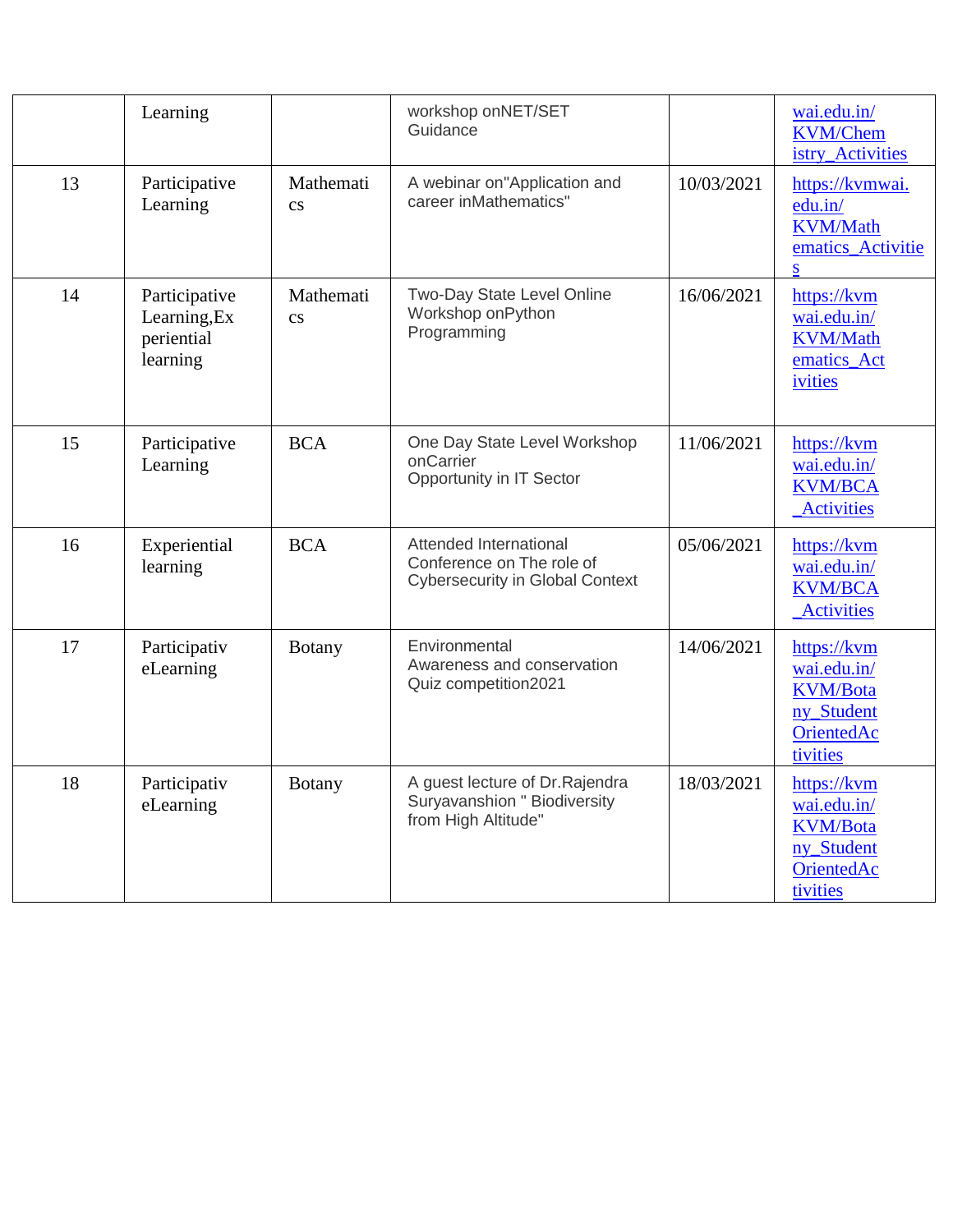| | Learning | | workshop onNET/SET Guidance | | wai.edu.in/ KVM/Chemistry_Activities |
|---|---|---|---|---|---|
| 13 | Participative Learning | Mathematics | A webinar on"Application and career inMathematics" | 10/03/2021 | https://kvmwai.edu.in/KVM/Mathematics_Activities |
| 14 | Participative Learning,Experiential learning | Mathematics | Two-Day State Level Online Workshop onPython Programming | 16/06/2021 | https://kvmwai.edu.in/KVM/Mathematics_Activities |
| 15 | Participative Learning | BCA | One Day State Level Workshop onCarrier Opportunity in IT Sector | 11/06/2021 | https://kvmwai.edu.in/KVM/BCA_Activities |
| 16 | Experiential learning | BCA | Attended International Conference on The role of Cybersecurity in Global Context | 05/06/2021 | https://kvmwai.edu.in/KVM/BCA_Activities |
| 17 | ParticipativeLearning | Botany | Environmental Awareness and conservation Quiz competition2021 | 14/06/2021 | https://kvmwai.edu.in/KVM/Botany_StudentOrientedActivities |
| 18 | ParticipativeLearning | Botany | A guest lecture of Dr.Rajendra Suryavanshion " Biodiversity from High Altitude" | 18/03/2021 | https://kvmwai.edu.in/KVM/Botany_StudentOrientedActivities |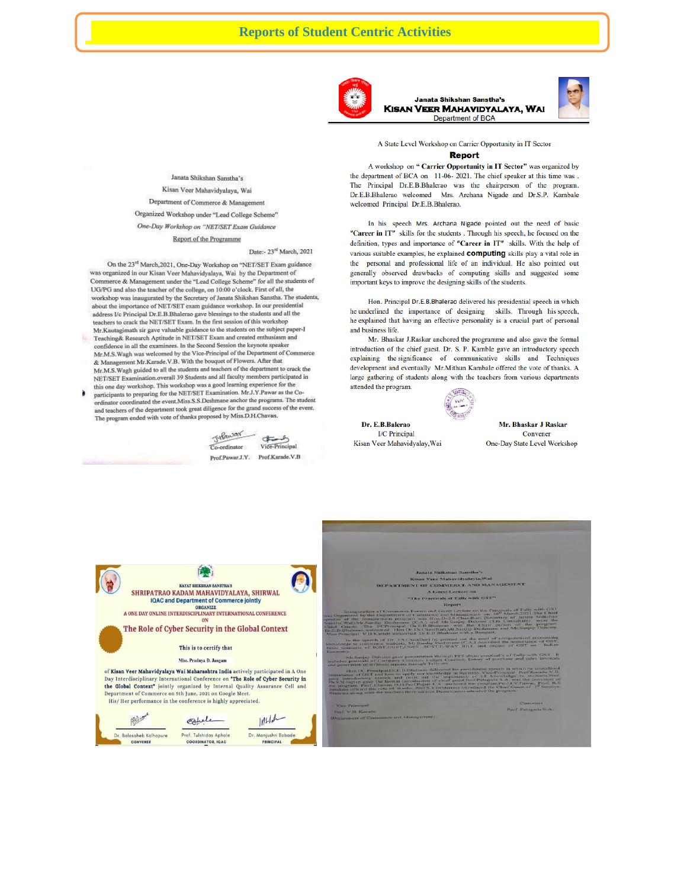# Reports of Student Centric Activities

Janata Shikshan Sanstha's
Kisan Veer Mahavidyalaya, Wai
Department of Commerce & Management
Organized Workshop under "Lead College Scheme"
*One-Day Workshop on "NET/SET Exam Guidance*

Report of the Programme

Date:- 23rd March, 2021

On the 23rd March,2021, One-Day Workshop on "NET/SET Exam guidance was organized in our Kisan Veer Mahavidyalaya, Wai by the Department of Commerce & Management under the "Lead College Scheme" for all the students of UG/PG and also the teacher of the college, on 10:00 o'clock. First of all, the workshop was inaugurated by the Secretary of Janata Shikshan Sanstha. The students, about the importance of NET/SET exam guidance workshop. In our presidential address I/c Principal Dr.E.B.Bhalerao gave blessings to the students and all the teachers to crack the NET/SET Exam. In the first session of this workshop Mr.Kautagimath sir gave valuable guidance to the students on the subject paper-I Teaching& Research Aptitude in NET/SET Exam and created enthusiasm and confidence in all the examinees. In the Second Session the keynote speaker Mr.M.S.Wagh was welcomed by the Vice-Principal of the Department of Commerce & Management Mr.Karade.V.B. With the bouquet of Flowers. After that Mr.M.S.Wagh guided to all the students and teachers of the department to crack the NET/SET Examination.overall 39 Students and all faculty members participated in this one day workshop. This workshop was a good learning experience for the participants to preparing for the NET/SET Examination. Mr.J.Y.Pawar as the Co-ordinator coordinated the event.Miss.S.S.Deshmane anchor the programs. The student and teachers of the department took great diligence for the grand success of the event. The program ended with vote of thanks proposed by Miss.D.H.Chavan.

Co-ordinator — Prof.Pawar.J.Y.
Vice-Principal — Prof.Karade.V.B

---

Janata Shikshan Sanstha's
**KISAN VEER MAHAVIDYALAYA, WAI**
Department of BCA

A State Level Workshop on Carrier Opportunity in IT Sector

## Report

A workshop on **" Carrier Opportunity in IT Sector"** was organized by the department of BCA on 11-06- 2021. The chief speaker at this time was . The Principal Dr.E.B.Bhalerao was the chairperson of the program. Dr.E.B.Bhalerao welcomed Mrs. Archana Nigade and Dr.S.P. Kambale welcomed Principal Dr.E.B.Bhalerao.

In his speech Mrs. Archana Nigade pointed out the need of basic **"Career in IT"** skills for the students . Through his speech, he focused on the definition, types and importance of **"Career in IT"** skills. With the help of various suitable examples, he explained **computing** skills play a vital role in the personal and professional life of an individual. He also pointed out generally observed drawbacks of computing skills and suggested some important keys to improve the designing skills of the students.

Hon. Principal Dr.E.B.Bhalerao delivered his presidential speech in which he underlined the importance of designing skills. Through his speech, he explained that having an effective personality is a crucial part of personal and business life.

Mr. Bhaskar J.Raskar anchored the programme and also gave the formal introduction of the chief guest. Dr. S. P. Kamble gave an introductory speech explaining the significance of communicative skills and Techniques development and eventually Mr.Mithun Kambale offered the vote of thanks. A large gathering of students along with the teachers from various departments attended the program.

**Dr. E.B.Balerao**
I/C Principal
Kisan Veer Mahavidyalay,Wai

**Mr. Bhaskar J Raskar**
Convener
One-Day State Level Workshop

---

RAYAT SHIKSHAN SANSTHA'S
**SHRIPATRAO KADAM MAHAVIDYALAYA, SHIRWAL**
IQAC and Department of Commerce jointly
ORGANIZE
A ONE DAY ONLINE INTERDISCIPLINARY INTERNATIONAL CONFERENCE
ON
**The Role of Cyber Security in the Global Context**

This is to certify that

Miss. Pradnya D. Jangam

of **Kisan Veer Mahavidyalaya Wai Maharashtra India** actively participated in A One Day Interdisciplinary International Conference on **"The Role of Cyber Security in the Global Context"** jointly organized by Internal Quality Assurance Cell and Department of Commerce on 5th June, 2021 on Google Meet.
His/ Her performance in the conference is highly appreciated.

Dr. Balasaheb Kalhapure — CONVENER
Prof. Tulshidas Aphale — COORDINATOR, IQAC
Dr. Manjushri Bobade — PRINCIPAL

---

Janata Shikshan Sanstha's
Kisan Veer Mahavidyalaya,Wai
DEPARTMENT OF COMMERCE AND MANAGEMENT
A Guest Lecture on
"The Practicals of Tally with GST"

Report

Vice Principal
Prof. V.B. Karade
(Department of Commerce and Management)

Convener
Prof. Patugade S.A.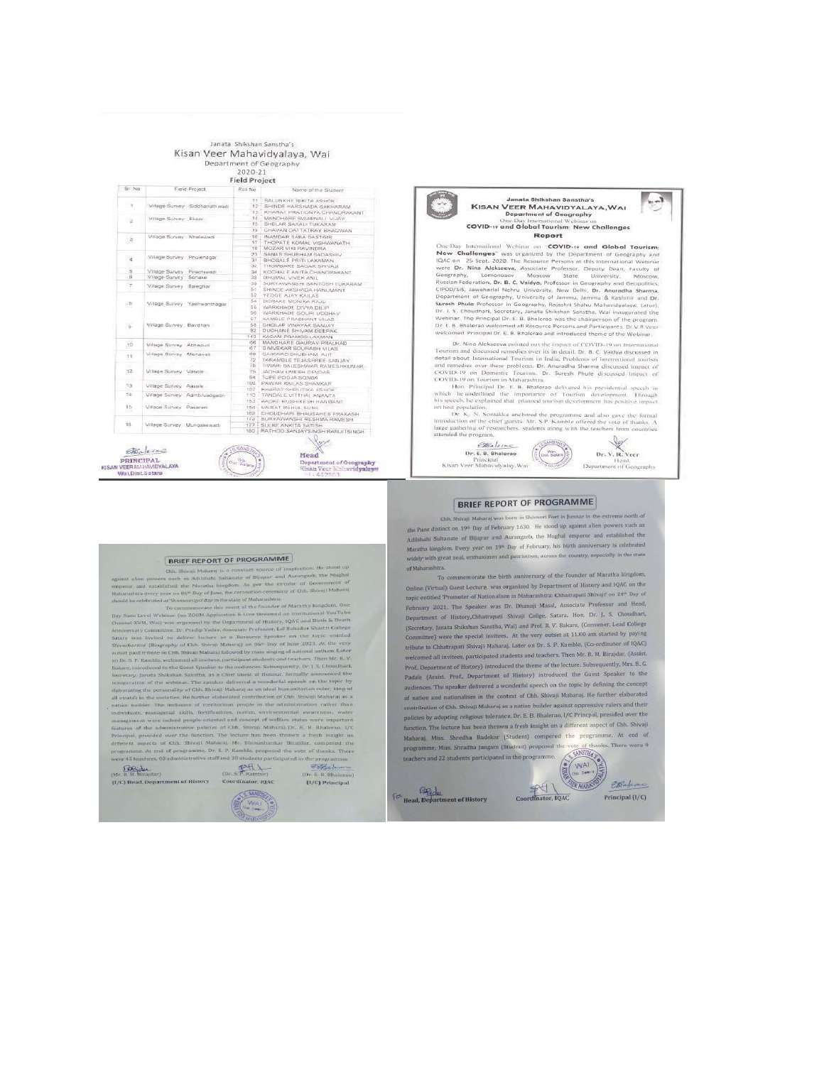Janata Shikshan Sanstha's

# Kisan Veer Mahavidyalaya, Wai

Department of Geography

2020-21

**Field Project**

| Sr. No | Field Project | Roll No | Name of the Student |
|---|---|---|---|
| 1 | Village Survey : Siddhanath wadi | 11 | SALUNKHE NIKITA ASHOK |
| | | 12 | SHINDE HARSHADA SAKHARAM |
| | | 13 | KHARAT PRATIGNYA CHANDRAKANT |
| 2 | Village Survey : Ekser | 14 | MANDHARE SWAPNALI VIJAY |
| | | 15 | SHELAR SAYALI TUKARAM |
| 3 | Village Survey : Nhalewadi | 39 | CHAVAN DATTATRAY BHAGWAN |
| | | 16 | INAMDAR SABA DASTGIR |
| | | 17 | THOPATE KOMAL VISHWANATH |
| | | 18 | MOZAR VIKI RAVINDRA |
| 4 | Village Survey : Pirulenagar | 23 | SANAS SHUBHAM SADASHIV |
| | | 31 | BHOSALE PRITI LAXAMAN |
| | | 32 | THOMBARE SAGAR SHIVAJI |
| 5 | Village Survey : Pisadwadi | 34 | KOCHALE ANITA CHANDRAKANT |
| 6 | Village Survey : Sonake | 38 | DHUMAL VIVEK ANIL |
| 7 | Village Survey : Bavdhan | 39 | SURYAWANSHI SANTOSH TUKARAM |
| | | 51 | SHINDE AKSHADA HANUMANT |
| | | 52 | YEDGE AJAY KAILAS |
| 8 | Village Survey : Yashwantnagar | 54 | DOBADE MONIKA RAJU |
| | | 55 | WARKHADE DIVYA DILIP |
| | | 56 | WARKHADE GOURI UDDHAV |
| 9 | Village Survey : Bavdhan | 57 | KAMBLE PRASHANT VILAS |
| | | 58 | GHOLAP VINAYAK SANJAY |
| | | 82 | DUDHANE SHIVAM DEEPAK |
| | | 143 | KADAM PRAMOD LAXMAN |
| 10 | Village Survey : Abhepuri | 66 | MANDHARE GAURAV PRALHAD |
| | | 67 | SIMVEKAR SOURABH VILAS |
| 11 | Village Survey : Menavali | 68 | GAIKWAD SHUBHAM AJIT |
| | | 72 | TARAMBLE TEJASHREE SANJAY |
| 12 | Village Survey : Vasole | 75 | TIWARI BALESHWAR RAMESHKUMAR |
| | | 79 | JADHAV UMESH DEVIDAS |
| | | 84 | TUPE POOJA SONBA |
| 13 | Village Survey : Aasale | 105 | PAWAR KAILAS SHANKAR |
| | | 107 | KHARAT SHRUTIKA ASHOK |
| 14 | Village Survey : Aambi/vadgaon | 110 | TANDALE VITTHAL ANANTA |
| | | 153 | PAOKE RUSHIKESH HANMANT |
| 15 | Village Survey : Pasarani | 156 | VARAT RAHUL SUNIL |
| | | 162 | CHOUDHARI BHAUSAHEB PRAKASH |
| 16 | Village Survey : Mungasewadi | 172 | SURYAWANSHI RESHMA RAMESH |
| | | 177 | SUKE ANKITA SATISH |
| | | 180 | RATHOD SANJAYSINGH RANJITSINGH |

PRINCIPAL
KISAN VEER MAHAVIDYALAYA
Wai Dist.Satara

Head
Department of Geography
Kisan Veer Mahavidyalaya

---

Janata Shikshan Sanstha's

# KISAN VEER MAHAVIDYALAYA, WAI

**Department of Geography**

One-Day International Webinar on

**COVID-19 and Global Tourism: New Challenges**

**Report**

One-Day International Webinar on "**COVID-19 and Global Tourism: New Challenges**" was organized by the Department of Geography and IQAC on 25 Sept. 2020. The Resource Persons at this International Webinar were **Dr. Nina Alekseeva**, Associate Professor, Deputy Dean, Faculty of Geography, Lomonosov Moscow State University, Moscow, Russian Federation, **Dr. B. C. Vaidya**, Professor in Geography and Geopolitics, CIPOD/SIS, Jawaharlal Nehru University, New Delhi, **Dr. Anuradha Sharma**, Department of Geography, University of Jammu, Jammu & Kashmir and **Dr. Suresh Phule** Professor in Geography, Rajashri Shahu Mahavidyalaya, Latur. Dr. J. S. Choudhari, Secretary, Janata Shikshan Sanstha, Wai inaugurated the Webinar. The Principal Dr. E. B. Bhalerao was the chairperson of the program. Dr. E. B. Bhalerao welcomed all Resource Persons and Participants. Dr. V. R. Veer welcomed Principal Dr. E. B. Bhalerao and introduced theme of the Webinar.

Dr. Nina Alekseeva pointed out the impact of COVID-19 on International Tourism and discussed remedies over its in detail. Dr. B. C. Vaidya discussed in detail about International Tourism in India, Problems of international tourists and remedies over these problems. Dr. Anuradha Sharma discussed impact of COVID-19 on Domestic Tourism. Dr. Suresh Phule discussed impact of COVID-19 on Tourism in Maharashtra.

Hon. Principal Dr. E. B. Bhalerao delivered his presidential speech in which he underlined the importance of Tourism development. Through his speech, he explained that planned tourism development has positive impact on host population.

Dr. K. N. Sontakke anchored the programme and also gave the formal introduction of the chief guests. Mr. S. P. Kamble offered the vote of thanks. A large gathering of researchers, students along with the teachers from countries attended the program.

Dr. E. B. Bhalerao
Principal
Kisan Veer Mahavidyalay, Wai

Dr. V. R. Veer
Head,
Department of Geography

---

## BRIEF REPORT OF PROGRAMME

Chh. Shivaji Maharaj is a constant source of inspiration. He stood up against alien powers such as Adilshahi Sultanate of Bijapur and Aurangzeb, the Mughal emperor and established the Maratha kingdom. As per the circular of Government of Maharashtra every year on 06th Day of June, the coronation ceremony of Chh. Shivaji Maharaj should be celebrated as Shivswarajya day in the state of Maharashtra.

To commemorate this event of the founder of Maratha kingdom, One Day State Level Webinar (on ZOOM Application & Live Streamed on institutional YouTube Channel KVM, Wai) was organized by the Department of History, IQAC and Birth & Death Anniversary Committee. Dr. Pradip Yadav, Associate Professor, Lal Bahadur Shastri College Satara was invited to deliver lecture as a Resource Speaker on the topic entitled Shivcharitra (Biography of Chh. Shivaji Maharaj) on 06th Day of June 2021. At the very outset paid tribute to Chh. Shivaji Maharaj followed by mass singing of national anthem. Later on Dr. S. P. Kamble, welcomed all invitees, participant students and teachers. Then Mr. R. V. Bakare, introduced to the Guest Speaker to the audiences. Subsequently, Dr. J. S. Choudhari, Secretary, Janata Shikshan Sanstha, as a Chief Guest of Honour, formally announced the inauguration of the webinar. The speaker delivered a wonderful speech on the topic by elaborating the personality of Chh. Shivaji Maharaj as an ideal humanitarian ruler, king of all strata's in the societies. He further elaborated contribution of Chh. Shivaji Maharaj as a nation builder. The inclusion of meritorious people in the administration rather than individuals, managerial skills, fortifications, justice, environmental awareness, water management were indeed people-oriented and concept of welfare states were important features of the administrative policies of Chh. Shivaji Maharaj. Dr. E. B. Bhalerao, I/C Principal, presided over the function. The lecture has been thrown a fresh insight on different aspects of Chh. Shivaji Maharaj. Mr. Bhimashankar Biradar, compered the programme. At end of programme, Dr. S. P. Kamble, proposed the vote of thanks. There were 43 teachers, 03 administrative staff and 30 students participated in the programme.

(Mr. B. M. Biradar)
(I/C) Head, Department of History

(Dr. S. P. Kamble)
Coordinator, IQAC

(Dr. E. B. Bhalerao)
(I/C) Principal

---

## BRIEF REPORT OF PROGRAMME

Chh. Shivaji Maharaj was born in Shivneri Fort in Junnar in the extreme north of the Pune district on 19th Day of February 1630. He stood up against alien powers such as Adilshahi Sultanate of Bijapur and Aurangzeb, the Mughal emperor and established the Maratha kingdom. Every year on 19th Day of February, his birth anniversary is celebrated widely with great zeal, enthusiasm and patriotism, across the country, especially in the state of Maharashtra.

To commemorate the birth anniversary of the founder of Maratha kingdom, Online (Virtual) Guest Lecture was organized by Department of History and IQAC on the topic entitled 'Promoter of Nationalism in Maharashtra: Chhatrapati Shivaji' on 24th Day of February 2021. The Speaker was Dr. Dhanaji Masal, Associate Professor and Head, Department of History, Chhatrapati Shivaji College, Satara. Hon. Dr. J. S. Choudhari, (Secretary, Janata Shikshan Sanstha, Wai) and Prof. R. V. Bakare, (Convener, Lead College Committee) were the special invitees. At the very outset at 11.00 am started by paying tribute to Chhatrapati Shivaji Maharaj. Later on Dr. S. P. Kamble, (Co-ordinator of IQAC) welcomed all invitees, participated students and teachers. Then Mr. B. M. Birajdar, (Assist. Prof., Department of History) introduced the theme of the lecture. Subsequently, Mrs. B. G. Padale (Assist. Prof., Department of History) introduced the Guest Speaker to the audiences. The speaker delivered a wonderful speech on the topic by defining the concept of nation and nationalism in the context of Chh. Shivaji Maharaj. He further elaborated contribution of Chh. Shivaji Maharaj as a nation builder against oppressive rulers and their policies by adopting religious tolerance. Dr. E. B. Bhalerao, I/C Principal, presided over the function. The lecture has been thrown a fresh insight on a different aspect of Chh. Shivaji Maharaj. Miss. Shredha Badekar (Student) compered the programme. At end of programme, Miss. Shradha Jangam (Student) proposed the vote of thanks. There were 9 teachers and 22 students participated in the programme.

Head, Department of History

Coordinator, IQAC

Principal (I/C)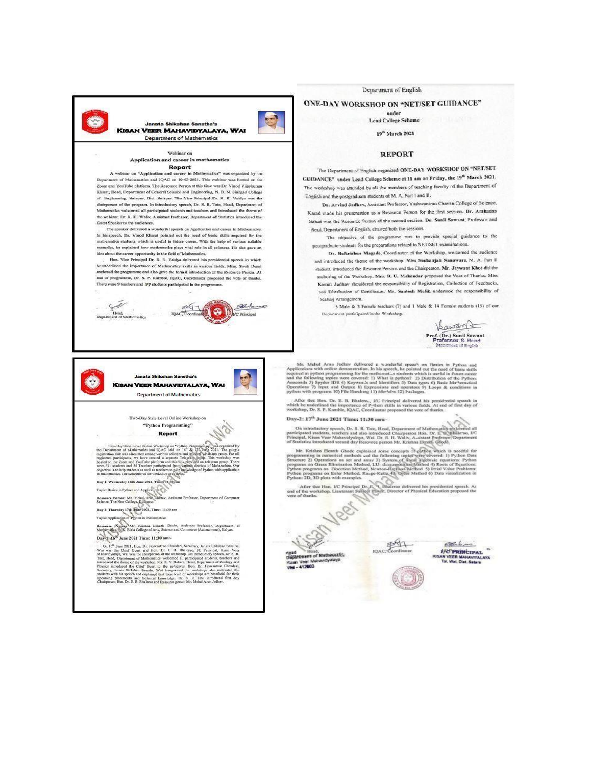Janata Shikshan Sanstha's

**KISAN VEER MAHAVIDYALAYA, WAI**

Department of Mathematics

Webinar on

**Application and career in mathematics**

**Report**

A webinar on "**Application and career in Mathematics**" was organized by the Department of Mathematics and IQAC on 10-03-2021. This webinar was hosted on the Zoom and YouTube platform. The Resource Person at this time was Dr. Vinod Vijaykumar Kharat, Head, Department of General Science and Engineering, N. B. N. Sinhgad College of Engineering, Solapur, Dist. Solapur. The Vice Principal Dr. R. R. Vaidya was the chairperson of the program. In introductory speech, Dr. S. R. Tate, Head, Department of Mathematics welcomed all participated students and teachers and introduced the theme of the webinar. Dr. R. H. Waliv, Assistant Professor, Department of Statistics introduced the Guest Speaker to the audiences.

The speaker delivered a wonderful speech on Application and career in Mathematics. In his speech, Dr. Vinod Kharat pointed out the need of basic skills required for the mathematics students which is useful in future career. With the help of various suitable examples, he explained how mathematics plays vital role in all sciences. He also gave an idea about the career opportunity in the field of Mathematics.

Hon. Vice Principal **Dr. R. R. Vaidya** delivered his presidential speech in which he underlined the importance of Mathematics skills in various fields. Miss. Swati Desai anchored the programme and also gave the formal introduction of the Resource Person. At end of programme, Dr. S. P. Kamble, IQAC, Coordinator proposed the vote of thanks. There were 9 teachers and 77 students participated in the programme.

Head, Department of Mathematics — IQAC, Coordinator — I/C Principal

---

Department of English

**ONE-DAY WORKSHOP ON "NET/SET GUIDANCE"**

under

Lead College Scheme

19th March 2021

## REPORT

The Department of English organized **ONE-DAY WORKSHOP ON "NET/SET GUIDANCE" under Lead College Scheme at 11 am on Friday, the 19th March 2021.** The workshop was attended by all the members of teaching faculty of the Department of English and the postgraduate students of M. A. Part I and II.

**Dr. Arvind Jadhav**, Assistant Professor, Yashwantrao Chavan College of Science, Karad made his presentation as a Resource Person for the first session. **Dr. Ambadas Sakat** was the Resource Person of the second session. **Dr. Sunil Sawant**, Professor and Head, Department of English, chaired both the sessions.

The objective of the programme was to provide special guidance to the postgraduate students for the preparations related to NET/SET examinations.

**Dr. Balkrishna Magade**, Coordinator of the Workshop, welcomed the audience and introduced the theme of the workshop. **Miss Snehanjali Nanaware**, M. A. Part II student, introduced the Resource Persons and the Chairperson. **Mr. Jaywant Khot** did the anchoring of the Workshop. **Mrs. R. U. Makandar** proposed the Vote of Thanks. **Miss Komal Jadhav** shouldered the responsibility of Registration, Collection of Feedbacks, and Distribution of Certificates. **Mr. Santosh Mulik** undertook the responsibility of Seating Arrangement.

5 Male & 2 Female teachers (7) and 1 Male & 14 Female students (15) of our Department participated in the Workshop.

**Prof. (Dr.) Sunil Sawant**
**Professor & Head**
Department of English

---

Janata Shikshan Sanstha's

**KISAN VEER MAHAVIDYALAYA, WAI**

Department of Mathematics

Two-Day State Level Online Workshop on

**"Python Programming"**

**Report**

Two-Day State Level Online Workshop on "Python Programming" was organized by the Department of Mathematics and IQAC held on 16th & 17th June 2021. The google registration link was circulated among various colleges and students whatsapp group. For all registered participants, we have created a separate Telegram group. This workshop was hosted on the Zoom and YouTube platform and this link provided on telegram group. There were 341 students and 55 Teachers participated from various districts of Maharashtra. Our objective is to help students as well as teachers to gain knowledge of Python with application in mathematics. The schedule of the workshop as follows.

**Day 1: Wednesday 16th June 2021, Time: 11:30 am**

Topic: Basics in Python and Applications

**Resource Person:** Mr. Mehul Arun Jadhav, Assistant Professor, Department of Computer Science, The New College, Kolhapur.

**Day 2: Thursday 17th June 2021, Time: 11:30 am**

Topic: Application of Python in Mathematics

**Resource Person:** Mr. Krishna Eknath Ghode, Assistant Professor, Department of Mathematics, B.K. Birla College of Arts, Science and Commerce (Autonomous), Kalyan.

**Day-1: 16th June 2021 Time: 11:30 am:-**

On 16th June 2021, Hon. Dr. Jaywantrao Choudari, Secretary, Janata Shikshan Sanstha, Wai was the Chief Guest and Hon. Dr. E. B. Bhalerao, I/C Principal, Kisan Veer Mahavidyalaya, Wai was the chairperson of the workshop. On introductory speech, Dr. S. R. Tate, Head, Department of Mathematics welcomed all participated students, teachers and introduced the theme of the workshop. Mr. R. V. Bakare, Head, Department of Zoology and Physics introduced the Chief Guest to the audiences. Hon. Dr. Jaywantrao Choudari, Secretary, Janata Shikshan Sanstha, Wai inaugurated the workshop, also motivated the students with his speech and explained that these kind of workshops are beneficial for their upcoming placements and technical knowledge. Dr. S. R. Tate introduced first day Chairperson Hon. Dr. E. B. Bhalerao and Resource person Mr. Mehul Arun Jadhav.

Mr. Mehul Arun Jadhav delivered a wonderful speech on Basics in Python and Applications with online demonstration. In his speech, he pointed out the need of basic skills required in python programming for the mathematics students which is useful in future career and the following topics were covered: 1) What is python? 2) Distribution of the Python: Anaconda 3) Spyder IDE 4) Keywords and Identifiers 5) Data types 6) Basic Mathematical Operations 7) Input and Output 8) Expressions and operators 9) Loops & conditions in python with programs 10) File Handling 11) Modules 12) Packages.

After that Hon. Dr. E. B. Bhalerao, I/C Principal delivered his presidential speech in which he underlined the importance of Python skills in various fields. At end of first day of workshop, Dr. S. P. Kamble, IQAC, Coordinator proposed the vote of thanks.

**Day-2: 17th June 2021 Time: 11:30 am:-**

On introductory speech, Dr. S. R. Tate, Head, Department of Mathematics welcomed all participated students, teachers and also introduced Chairperson Hon. Dr. E. B. Bhalerao, I/C Principal, Kisan Veer Mahavidyalaya, Wai. Dr. R. H. Waliv, Assistant Professor, Department of Statistics introduced second day Resource person Mr. Krishna Eknath Ghode.

Mr. Krishna Eknath Ghode explained some concepts of python which is needful for programming in numerical methods and the following topics were covered: 1) Python Data Structure 2) Operations on set and array 3) System of linear algebraic equations: Python programs on Gauss Elimination Method, LU- decomposition Method 4) Roots of Equations: Python programs on Bisection Method, Newton-Raphson Method 5) Initial Value Problems: Python programs on Euler Method, Runge-Kutta 4th Order Method 6) Data visualization in Python: 2D, 3D plots with examples.

After that Hon. I/C Principal Dr. E. B. Bhalerao delivered his presidential speech. At end of the workshop, Lieutenant Sanjeet Pawar, Director of Physical Education proposed the vote of thanks.

Head, Department of Mathematics, Kisan Veer Mahavidyalaya, Wai - 412803 — IQAC, Coordinator — I/C PRINCIPAL, KISAN VEER MAHAVIDYALAYA, Tal. Wai, Dist. Satara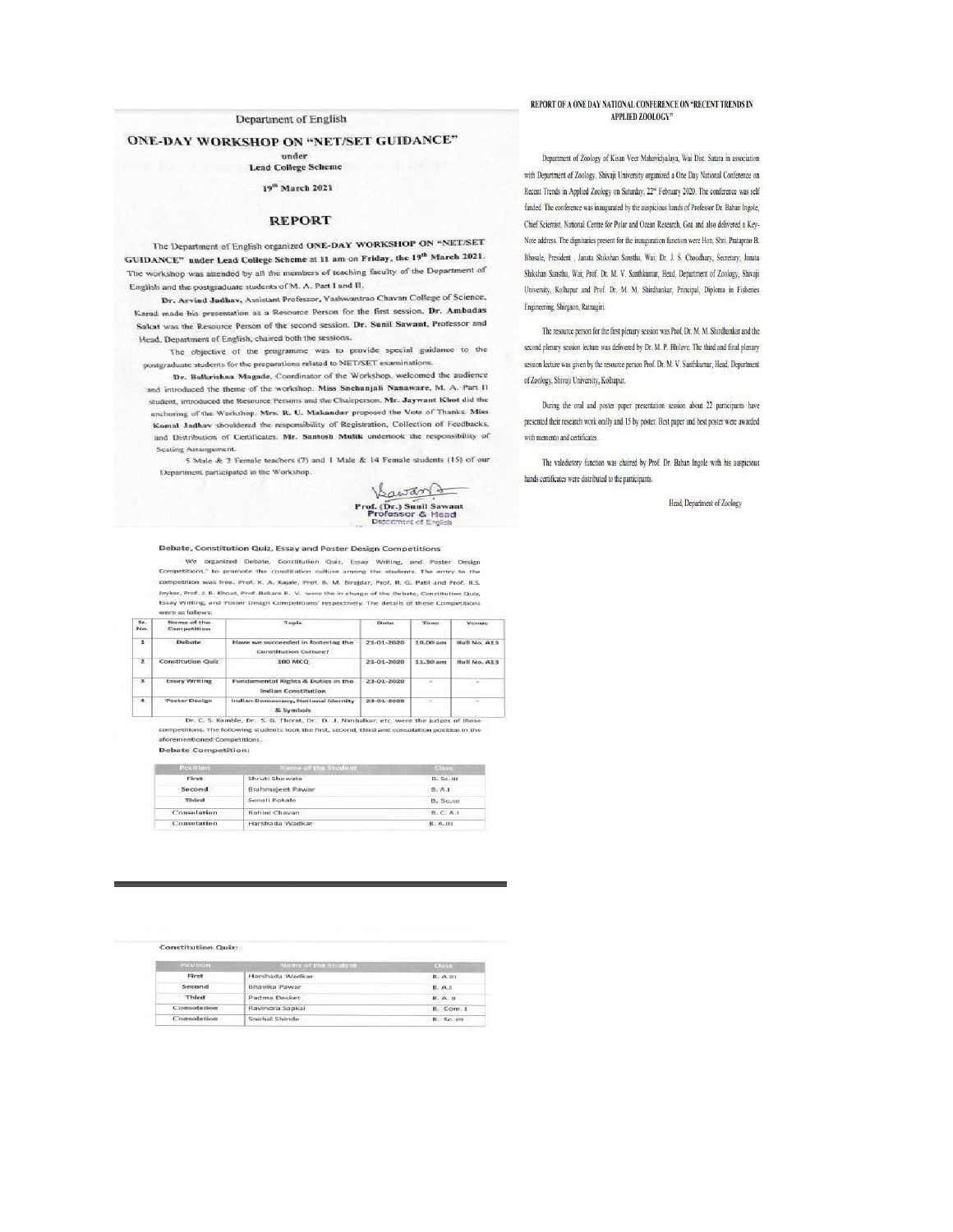Department of English

# ONE-DAY WORKSHOP ON "NET/SET GUIDANCE"

under

**Lead College Scheme**

19th March 2021

## REPORT

The Department of English organized **ONE-DAY WORKSHOP ON "NET/SET GUIDANCE" under Lead College Scheme at 11 am on Friday, the 19th March 2021.** The workshop was attended by all the members of teaching faculty of the Department of English and the postgraduate students of M. A. Part I and II.

**Dr. Arvind Jadhav,** Assistant Professor, Yashwantrao Chavan College of Science, Karad made his presentation as a Resource Person for the first session. **Dr. Ambadas Sakat** was the Resource Person of the second session. **Dr. Sunil Sawant, Professor and Head,** Department of English, chaired both the sessions.

The objective of the programme was to provide special guidance to the postgraduate students for the preparations related to NET/SET examinations.

**Dr. Balkrishna Magade,** Coordinator of the Workshop, welcomed the audience and introduced the theme of the workshop. **Miss Snehanjali Nanaware,** M. A. Part II student, introduced the Resource Persons and the Chairperson. **Mr. Jaywant Khot** did the anchoring of the Workshop. **Mrs. R. U. Makandar** proposed the Vote of Thanks. **Miss Komal Jadhav** shouldered the responsibility of Registration, Collection of Feedbacks, and Distribution of Certificates. **Mr. Santosh Mulik** undertook the responsibility of Seating Arrangement.

5 Male & 2 Female teachers (7) and 1 Male & 14 Female students (15) of our Department participated in the Workshop.

**Prof. (Dr.) Sunil Sawant**
**Professor & Head**
Department of English

### Debate, Constitution Quiz, Essay and Poster Design Competitions

We organized Debate, Constitution Quiz, Essay Writing, and Poster Design Competitions," to promote the constitution culture among the students. The entry to the competition was free. Prof. K. A. Kajale, Prof. B. M. Birajdar, Prof. R. G. Patil and Prof. R.S. Jaykar, Prof. J. B. Khoat, Prof. Bakare R. V. were the in charge of the Debate, Constitution Quiz, Essay Writing, and Poster Design Competitions' respectively. The details of these Competitions were as follows:

| Sr. No. | Name of the Competition | Topic | Date | Time | Venue |
|---|---|---|---|---|---|
| 1 | Debate | Have we succeeded in fostering the Constitution Culture? | 21-01-2020 | 10.00 am | Hall No. A13 |
| 2 | Constitution Quiz | 100 MCQ | 21-01-2020 | 11.30 am | Hall No. A13 |
| 3 | Essay Writing | Fundamental Rights & Duties in the Indian Constitution | 23-01-2020 | - | - |
| 4 | Poster Design | Indian Democracy, National Identity & Symbols | 23-01-2020 | - | - |

Dr. C. S. Kamble, Dr. S. G. Thorat, Dr. D. J. Nimbalkar, etc. were the judges of these competitions. The following students took the first, second, third and consolation position in the aforementioned Competitions.

**Debate Competition:**

| Position | Name of the Student | Class |
|---|---|---|
| First | Shruti Shewate | B. Sc.III |
| Second | Brahmajeet Pawar | B. A.I |
| Third | Sonali Pokale | B. Sc.III |
| Consolation | Rohini Chavan | B. C. A.I |
| Consolation | Harshada Wadkar | B. A.III |

**Constitution Quiz:**

| Position | Name of the Student | Class |
|---|---|---|
| First | Harshada Wadkar | B. A.III |
| Second | Bhavika Pawar | B. A.I |
| Third | Padma Decket | B. A. II |
| Consolation | Ravindra Sapkal | B. Com. I |
| Consolation | Snehal Shinde | B. Sc. III |

### REPORT OF A ONE DAY NATIONAL CONFERENCE ON "RECENT TRENDS IN APPLIED ZOOLOGY"

Department of Zoology of Kisan Veer Mahavidyalaya, Wai Dist. Satara in association with Department of Zoology, Shivaji University organized a One Day National Conference on Recent Trends in Applied Zoology on Saturday, 22nd February 2020. The conference was self funded. The conference was inaugurated by the auspicious hands of Professor Dr. Baban Ingole, Chief Scientist, National Centre for Polar and Ocean Research, Goa and also delivered a Key-Note address. The dignitaries present for the inauguration function were Hon. Shri. Prataprao B. Bhosale, President , Janata Shikshan Sanstha, Wai; Dr. J. S. Choudhary, Secretary, Janata Shikshan Sanstha, Wai; Prof. Dr. M. V. Santhkumar, Head, Department of Zoology, Shivaji University, Kolhapur and Prof. Dr. M. M. Shirdhankar, Principal, Diploma in Fisheries Engineering, Shirgaon, Ratnagiri.

The resource person for the first plenary session was Prof. Dr. M. M. Shirdhankar and the second plenary session lecture was delivered by Dr. M. P. Bhilave. The third and final plenary session lecture was given by the resource person Prof. Dr. M. V. Santhkumar, Head, Department of Zoology, Shivaji University, Kolhapur.

During the oral and poster paper presentation session about 22 participants have presented their research work orally and 15 by poster. Best paper and best poster were awarded with memento and certificates.

The valedictory function was chaired by Prof. Dr. Baban Ingole with his auspicious hands certificates were distributed to the participants.

Head, Department of Zoology